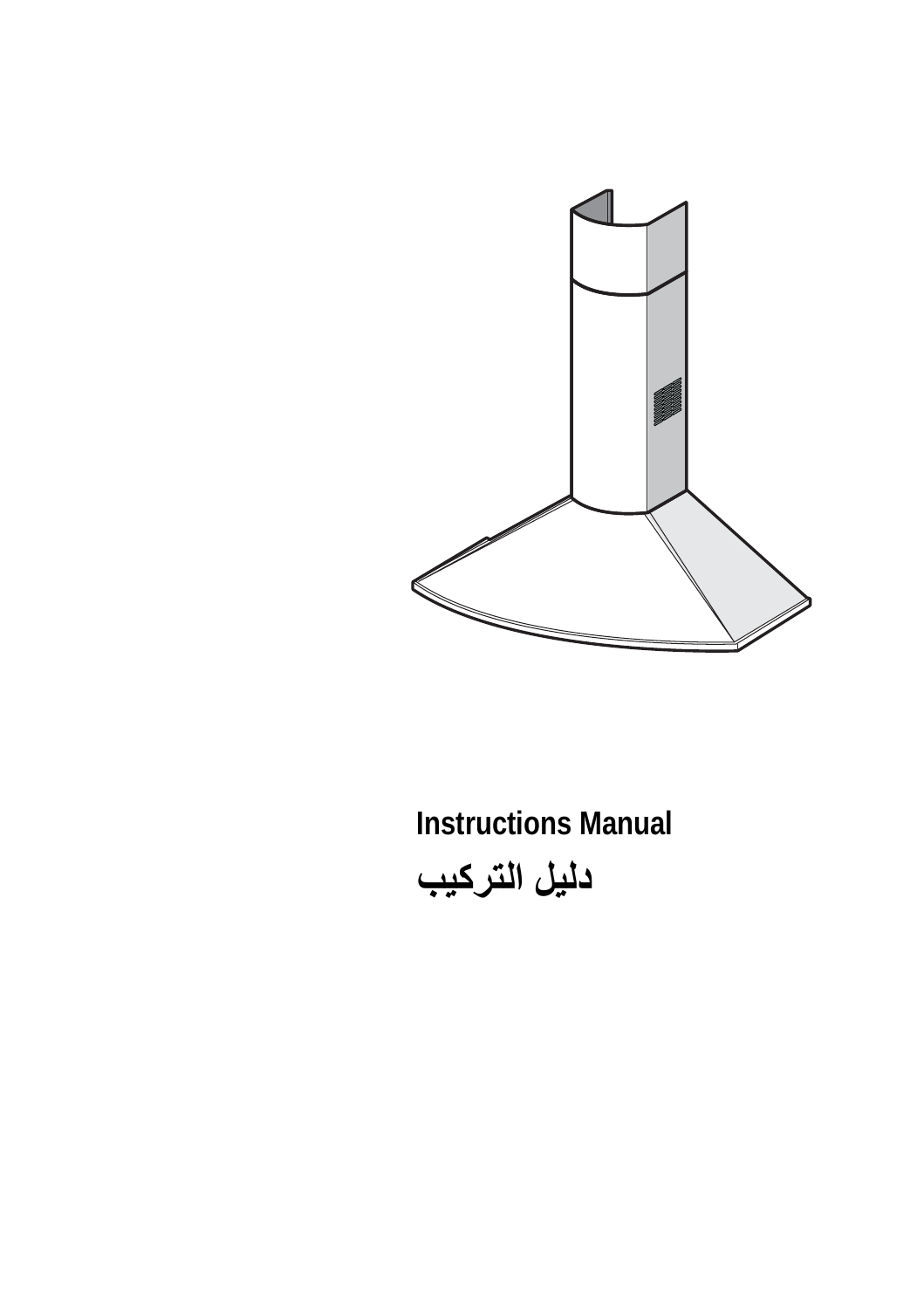# Instructions Manual

# دليل التركيب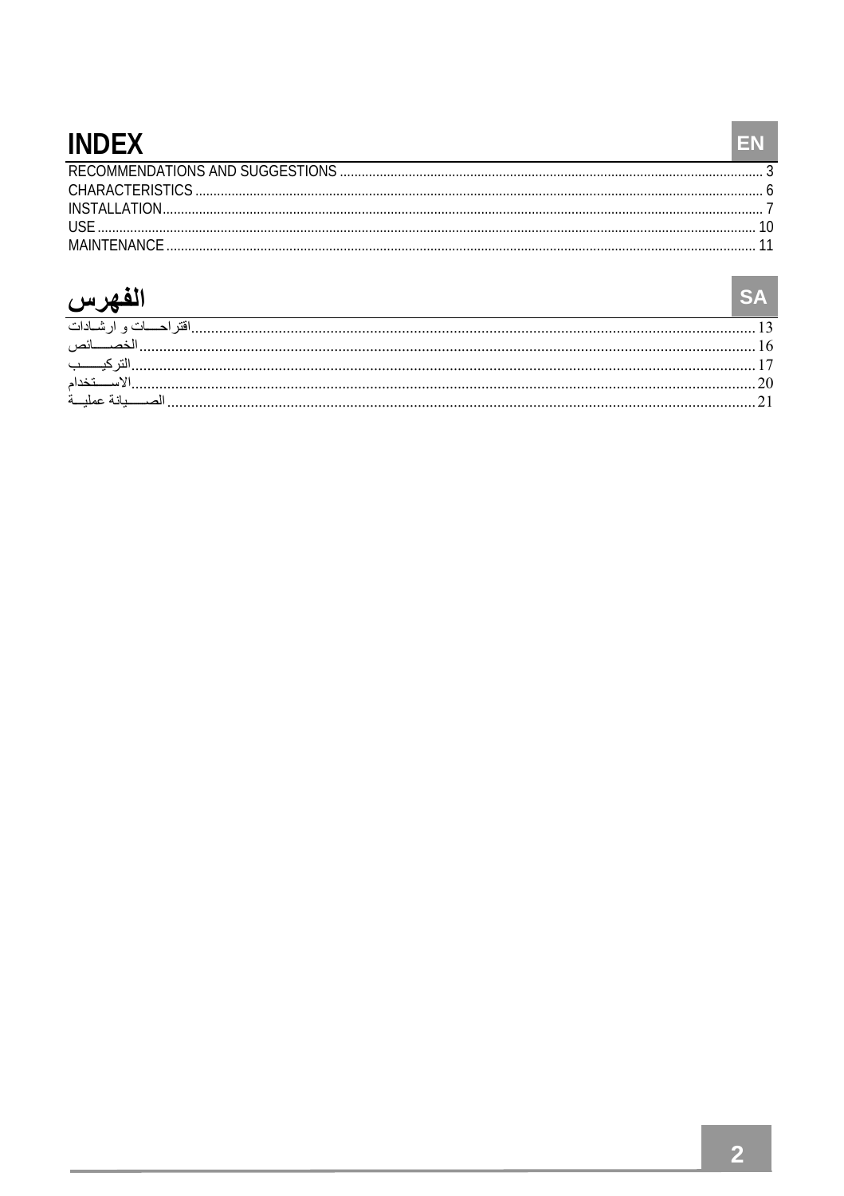# INDEX

EN

RECOMMENDATIONS AND SUGGESTIONS .......... 3
CHARACTERISTICS .......... 6
INSTALLATION .......... 7
USE .......... 10
MAINTENANCE .......... 11

# الفهرس

SA

اقتراحـــات و ارشـادات .......... 13
الخصـــائص .......... 16
التركيـــب .......... 17
الاســـتخدام .......... 20
الصـــيانة عمليـة .......... 21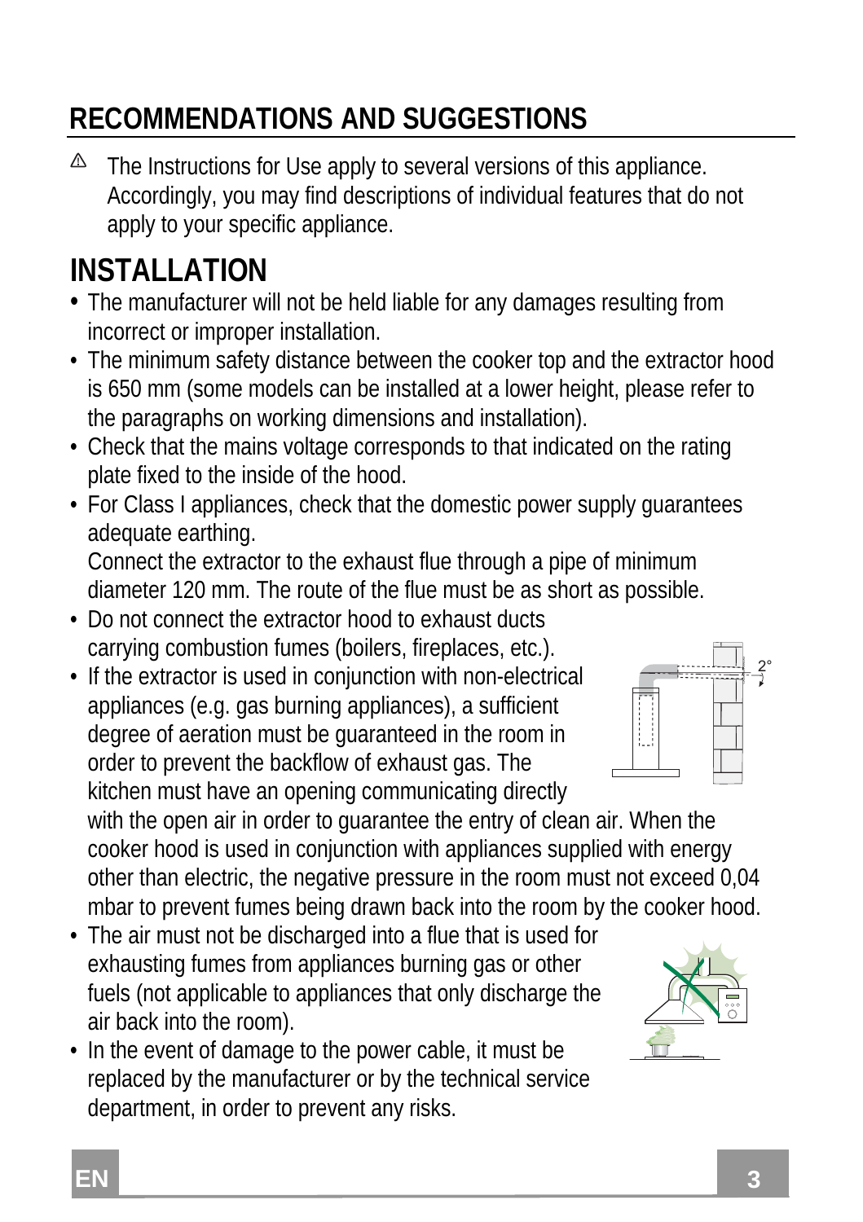## RECOMMENDATIONS AND SUGGESTIONS

⚠ The Instructions for Use apply to several versions of this appliance. Accordingly, you may find descriptions of individual features that do not apply to your specific appliance.

## INSTALLATION

- The manufacturer will not be held liable for any damages resulting from incorrect or improper installation.
- The minimum safety distance between the cooker top and the extractor hood is 650 mm (some models can be installed at a lower height, please refer to the paragraphs on working dimensions and installation).
- Check that the mains voltage corresponds to that indicated on the rating plate fixed to the inside of the hood.
- For Class I appliances, check that the domestic power supply guarantees adequate earthing.
  Connect the extractor to the exhaust flue through a pipe of minimum diameter 120 mm. The route of the flue must be as short as possible.
- Do not connect the extractor hood to exhaust ducts carrying combustion fumes (boilers, fireplaces, etc.).
- If the extractor is used in conjunction with non-electrical appliances (e.g. gas burning appliances), a sufficient degree of aeration must be guaranteed in the room in order to prevent the backflow of exhaust gas. The kitchen must have an opening communicating directly with the open air in order to guarantee the entry of clean air. When the cooker hood is used in conjunction with appliances supplied with energy other than electric, the negative pressure in the room must not exceed 0,04 mbar to prevent fumes being drawn back into the room by the cooker hood.
- The air must not be discharged into a flue that is used for exhausting fumes from appliances burning gas or other fuels (not applicable to appliances that only discharge the air back into the room).
- In the event of damage to the power cable, it must be replaced by the manufacturer or by the technical service department, in order to prevent any risks.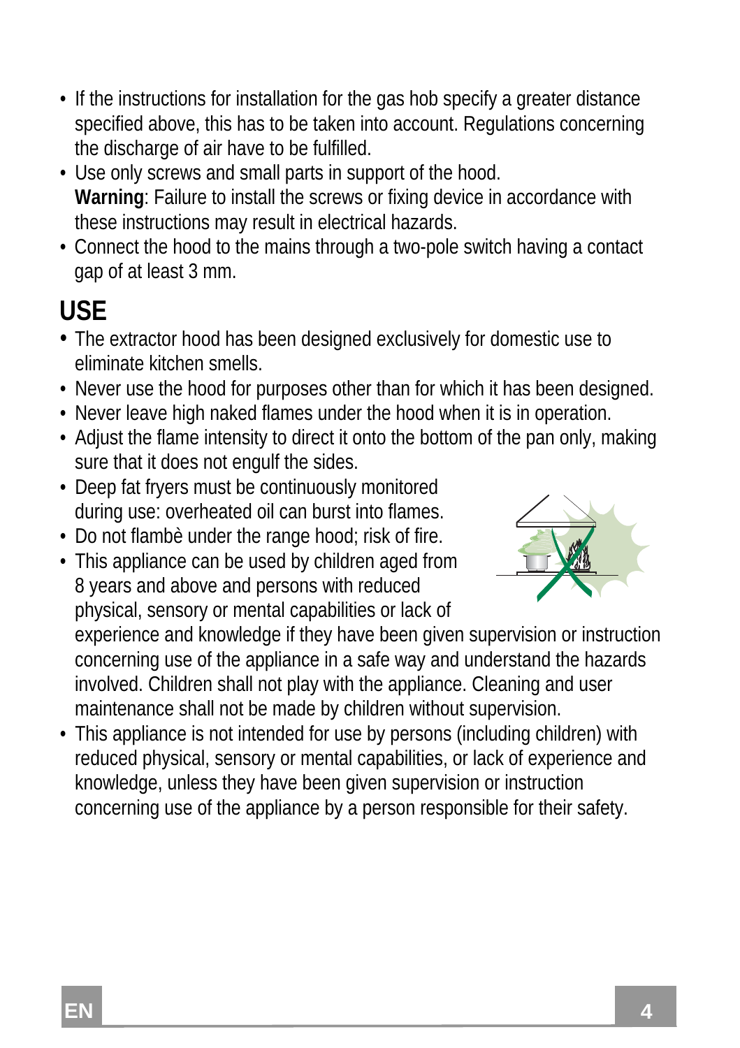- If the instructions for installation for the gas hob specify a greater distance specified above, this has to be taken into account. Regulations concerning the discharge of air have to be fulfilled.
- Use only screws and small parts in support of the hood.
  **Warning**: Failure to install the screws or fixing device in accordance with these instructions may result in electrical hazards.
- Connect the hood to the mains through a two-pole switch having a contact gap of at least 3 mm.

## USE

- The extractor hood has been designed exclusively for domestic use to eliminate kitchen smells.
- Never use the hood for purposes other than for which it has been designed.
- Never leave high naked flames under the hood when it is in operation.
- Adjust the flame intensity to direct it onto the bottom of the pan only, making sure that it does not engulf the sides.
- Deep fat fryers must be continuously monitored during use: overheated oil can burst into flames.
- Do not flambè under the range hood; risk of fire.
- This appliance can be used by children aged from 8 years and above and persons with reduced physical, sensory or mental capabilities or lack of experience and knowledge if they have been given supervision or instruction concerning use of the appliance in a safe way and understand the hazards involved. Children shall not play with the appliance. Cleaning and user maintenance shall not be made by children without supervision.
- This appliance is not intended for use by persons (including children) with reduced physical, sensory or mental capabilities, or lack of experience and knowledge, unless they have been given supervision or instruction concerning use of the appliance by a person responsible for their safety.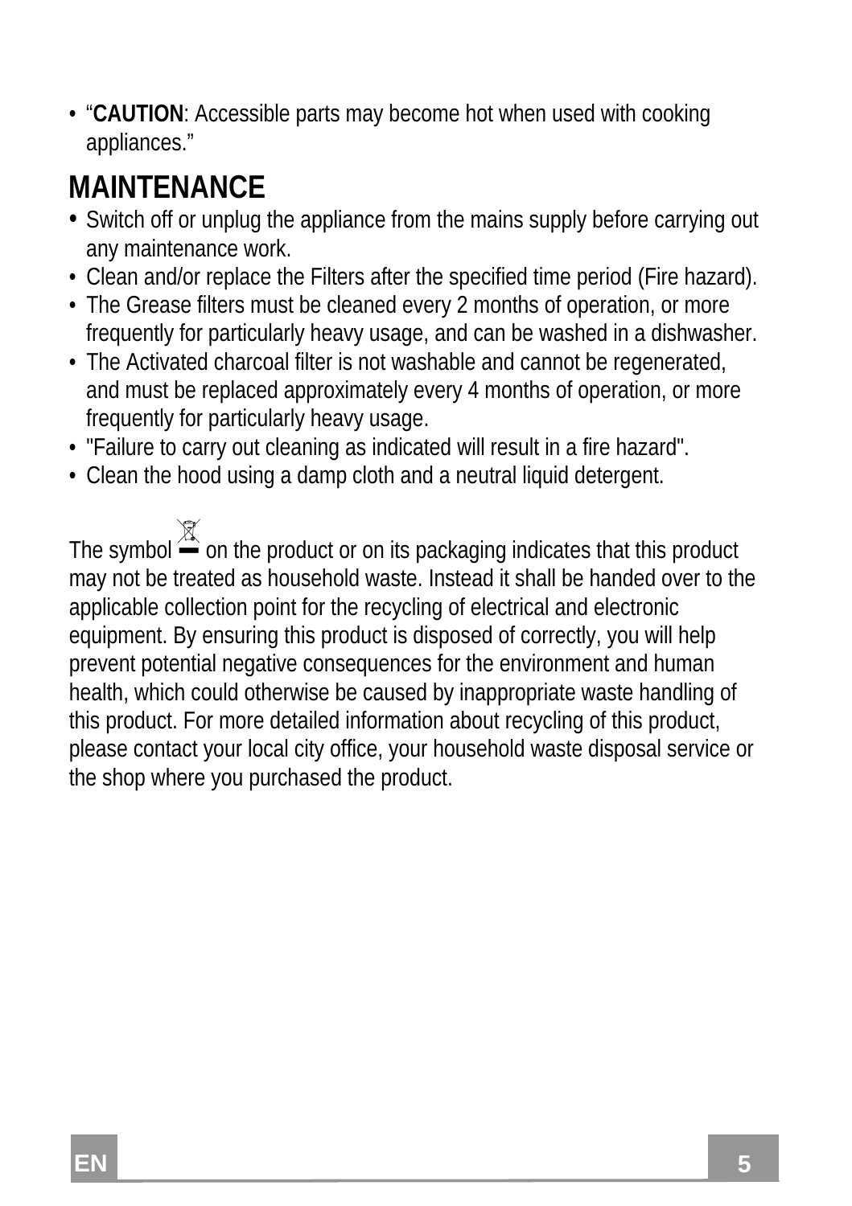- "**CAUTION**: Accessible parts may become hot when used with cooking appliances."

## MAINTENANCE

- Switch off or unplug the appliance from the mains supply before carrying out any maintenance work.
- Clean and/or replace the Filters after the specified time period (Fire hazard).
- The Grease filters must be cleaned every 2 months of operation, or more frequently for particularly heavy usage, and can be washed in a dishwasher.
- The Activated charcoal filter is not washable and cannot be regenerated, and must be replaced approximately every 4 months of operation, or more frequently for particularly heavy usage.
- "Failure to carry out cleaning as indicated will result in a fire hazard".
- Clean the hood using a damp cloth and a neutral liquid detergent.

The symbol on the product or on its packaging indicates that this product may not be treated as household waste. Instead it shall be handed over to the applicable collection point for the recycling of electrical and electronic equipment. By ensuring this product is disposed of correctly, you will help prevent potential negative consequences for the environment and human health, which could otherwise be caused by inappropriate waste handling of this product. For more detailed information about recycling of this product, please contact your local city office, your household waste disposal service or the shop where you purchased the product.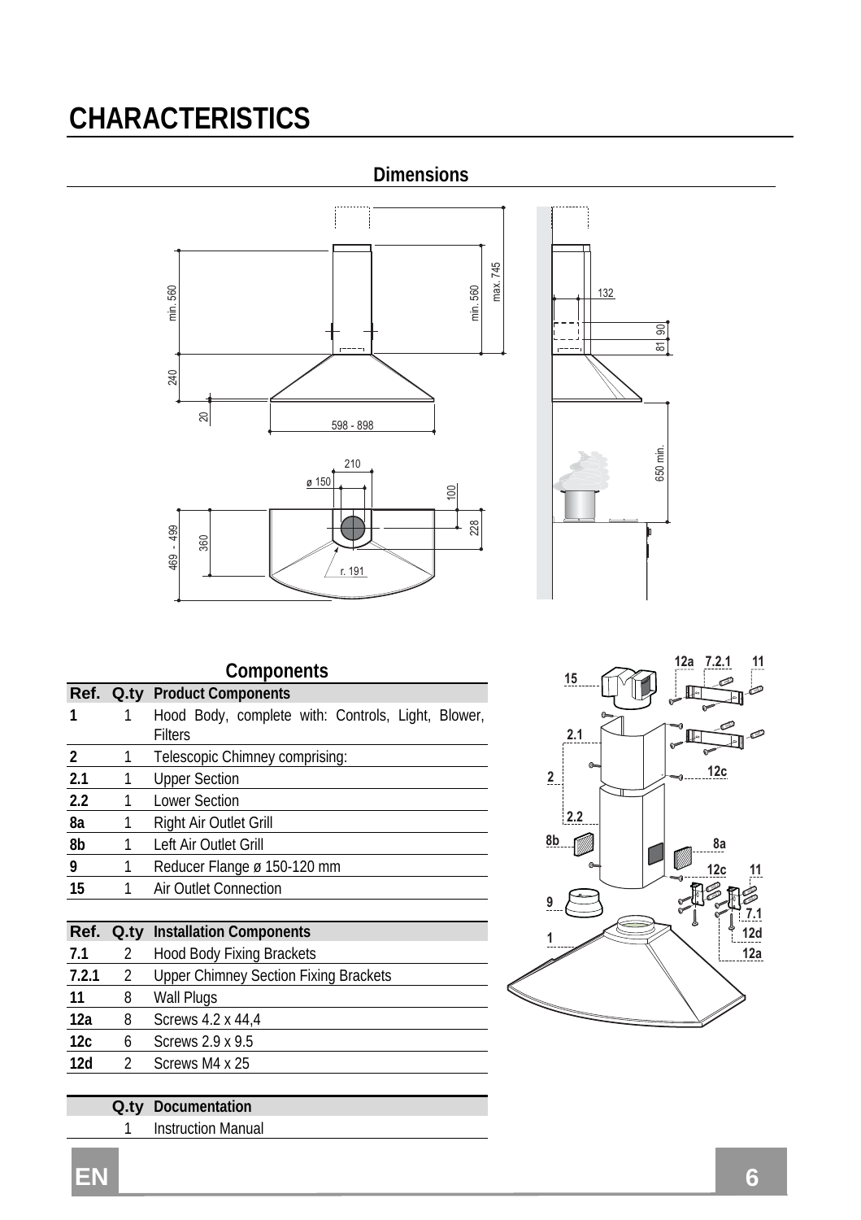# CHARACTERISTICS

## Dimensions

## Components

| Ref. | Q.ty | Product Components |
|---|---|---|
| 1 | 1 | Hood Body, complete with: Controls, Light, Blower, Filters |
| 2 | 1 | Telescopic Chimney comprising: |
| 2.1 | 1 | Upper Section |
| 2.2 | 1 | Lower Section |
| 8a | 1 | Right Air Outlet Grill |
| 8b | 1 | Left Air Outlet Grill |
| 9 | 1 | Reducer Flange ø 150-120 mm |
| 15 | 1 | Air Outlet Connection |

| Ref. | Q.ty | Installation Components |
|---|---|---|
| 7.1 | 2 | Hood Body Fixing Brackets |
| 7.2.1 | 2 | Upper Chimney Section Fixing Brackets |
| 11 | 8 | Wall Plugs |
| 12a | 8 | Screws 4.2 x 44,4 |
| 12c | 6 | Screws 2.9 x 9.5 |
| 12d | 2 | Screws M4 x 25 |

| | Q.ty | Documentation |
|---|---|---|
| | 1 | Instruction Manual |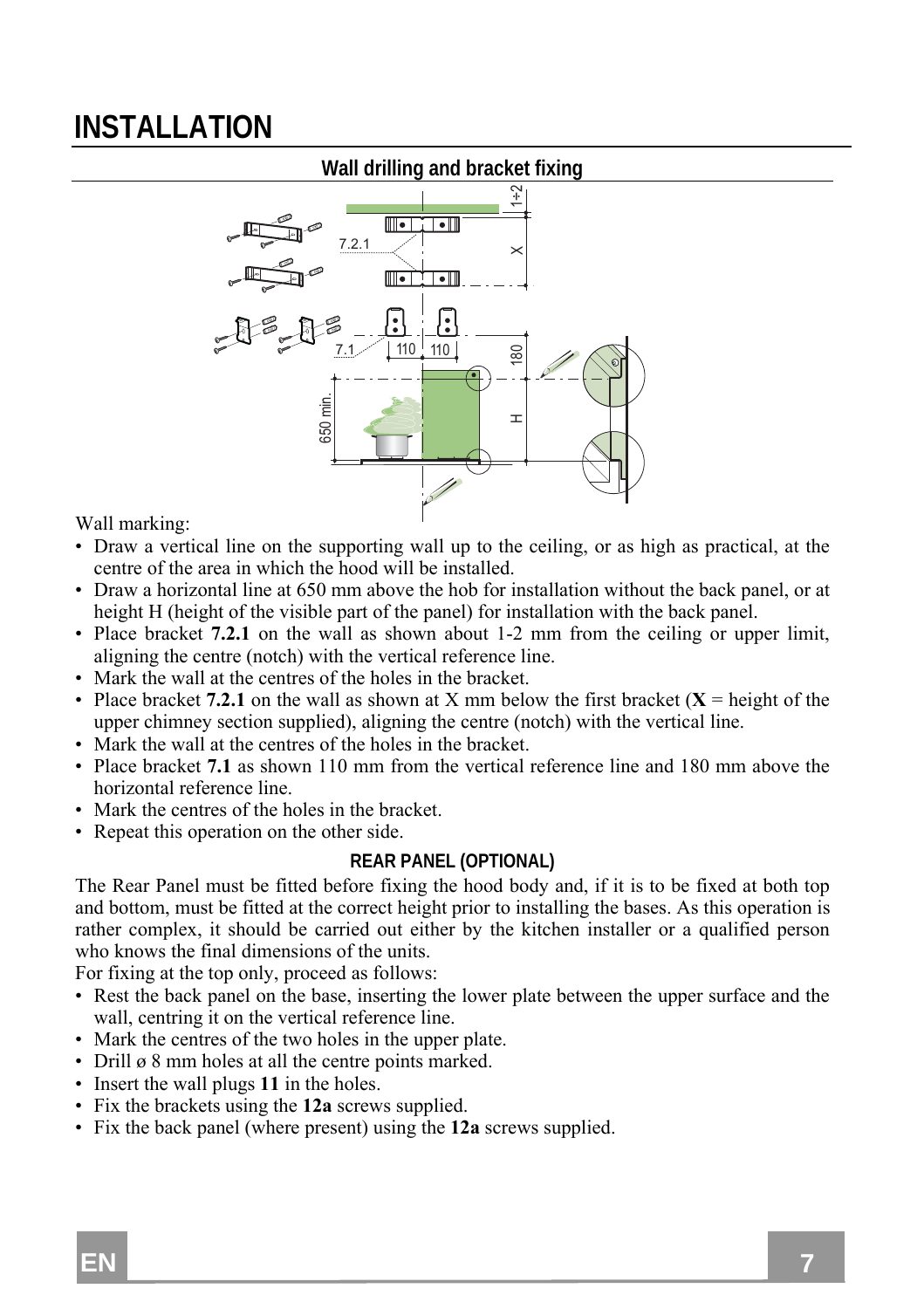# INSTALLATION

## Wall drilling and bracket fixing

Wall marking:

- Draw a vertical line on the supporting wall up to the ceiling, or as high as practical, at the centre of the area in which the hood will be installed.
- Draw a horizontal line at 650 mm above the hob for installation without the back panel, or at height H (height of the visible part of the panel) for installation with the back panel.
- Place bracket **7.2.1** on the wall as shown about 1-2 mm from the ceiling or upper limit, aligning the centre (notch) with the vertical reference line.
- Mark the wall at the centres of the holes in the bracket.
- Place bracket **7.2.1** on the wall as shown at X mm below the first bracket (**X** = height of the upper chimney section supplied), aligning the centre (notch) with the vertical line.
- Mark the wall at the centres of the holes in the bracket.
- Place bracket **7.1** as shown 110 mm from the vertical reference line and 180 mm above the horizontal reference line.
- Mark the centres of the holes in the bracket.
- Repeat this operation on the other side.

### REAR PANEL (OPTIONAL)

The Rear Panel must be fitted before fixing the hood body and, if it is to be fixed at both top and bottom, must be fitted at the correct height prior to installing the bases. As this operation is rather complex, it should be carried out either by the kitchen installer or a qualified person who knows the final dimensions of the units.

For fixing at the top only, proceed as follows:

- Rest the back panel on the base, inserting the lower plate between the upper surface and the wall, centring it on the vertical reference line.
- Mark the centres of the two holes in the upper plate.
- Drill ø 8 mm holes at all the centre points marked.
- Insert the wall plugs **11** in the holes.
- Fix the brackets using the **12a** screws supplied.
- Fix the back panel (where present) using the **12a** screws supplied.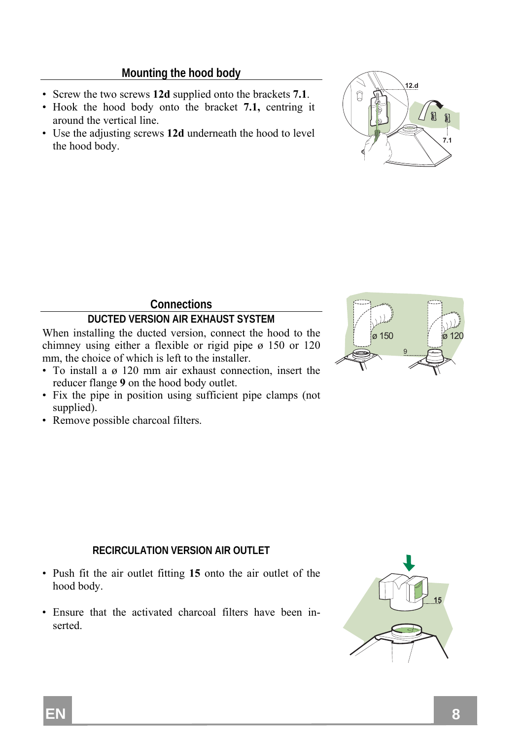## Mounting the hood body

- Screw the two screws **12d** supplied onto the brackets **7.1**.
- Hook the hood body onto the bracket **7.1,** centring it around the vertical line.
- Use the adjusting screws **12d** underneath the hood to level the hood body.

## Connections

### DUCTED VERSION AIR EXHAUST SYSTEM

When installing the ducted version, connect the hood to the chimney using either a flexible or rigid pipe ø 150 or 120 mm, the choice of which is left to the installer.

- To install a ø 120 mm air exhaust connection, insert the reducer flange **9** on the hood body outlet.
- Fix the pipe in position using sufficient pipe clamps (not supplied).
- Remove possible charcoal filters.

### RECIRCULATION VERSION AIR OUTLET

- Push fit the air outlet fitting **15** onto the air outlet of the hood body.
- Ensure that the activated charcoal filters have been inserted.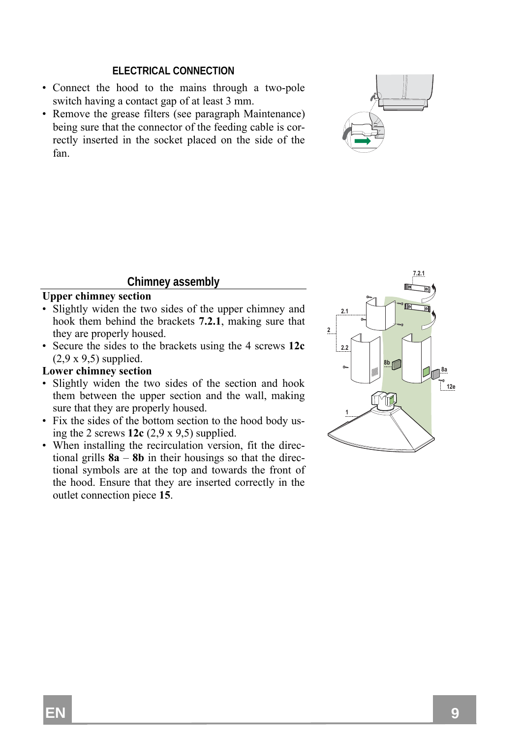## ELECTRICAL CONNECTION

- Connect the hood to the mains through a two-pole switch having a contact gap of at least 3 mm.
- Remove the grease filters (see paragraph Maintenance) being sure that the connector of the feeding cable is correctly inserted in the socket placed on the side of the fan.

## Chimney assembly

**Upper chimney section**

- Slightly widen the two sides of the upper chimney and hook them behind the brackets **7.2.1**, making sure that they are properly housed.
- Secure the sides to the brackets using the 4 screws **12c** (2,9 x 9,5) supplied.

**Lower chimney section**

- Slightly widen the two sides of the section and hook them between the upper section and the wall, making sure that they are properly housed.
- Fix the sides of the bottom section to the hood body using the 2 screws **12c** (2,9 x 9,5) supplied.
- When installing the recirculation version, fit the directional grills **8a** – **8b** in their housings so that the directional symbols are at the top and towards the front of the hood. Ensure that they are inserted correctly in the outlet connection piece **15**.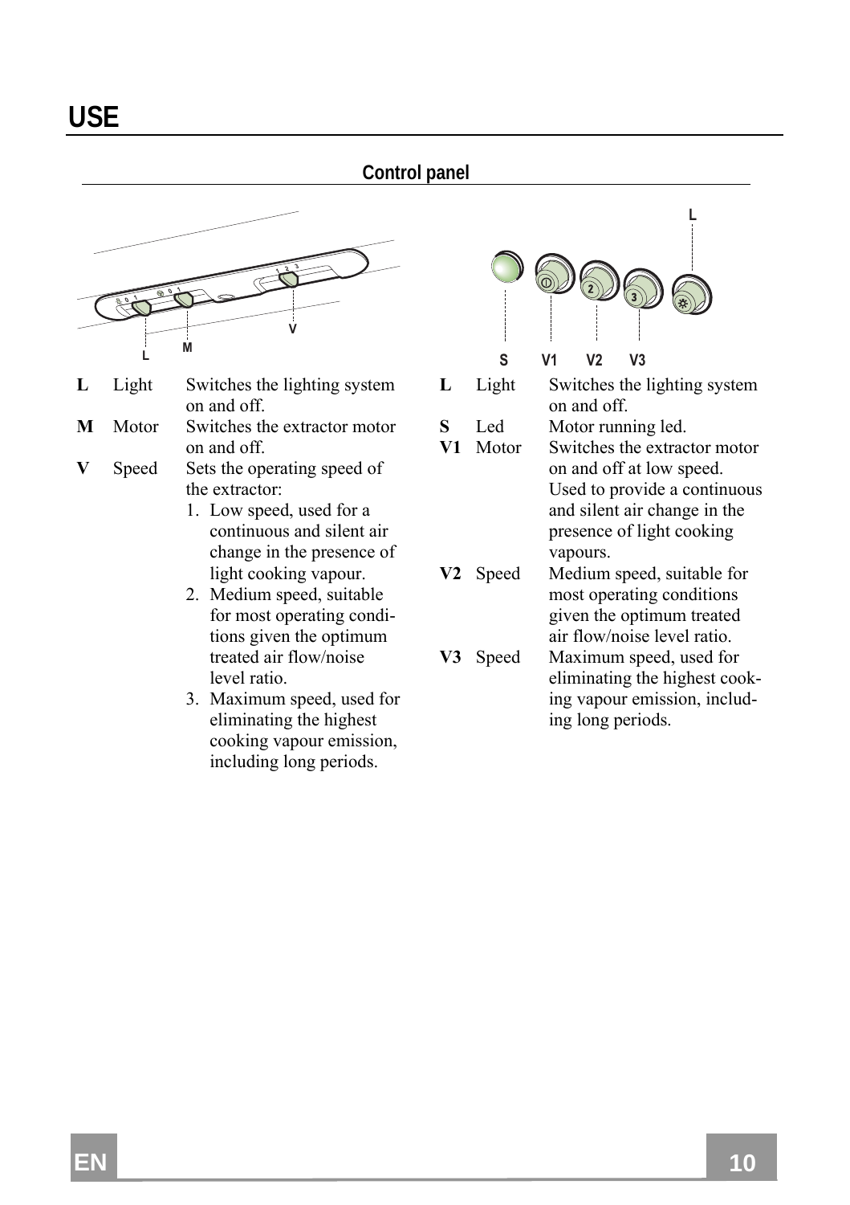# USE

## Control panel

| | | |
|---|---|---|
| **L** | Light | Switches the lighting system on and off. |
| **M** | Motor | Switches the extractor motor on and off. |
| **V** | Speed | Sets the operating speed of the extractor:<br>1. Low speed, used for a continuous and silent air change in the presence of light cooking vapour.<br>2. Medium speed, suitable for most operating conditions given the optimum treated air flow/noise level ratio.<br>3. Maximum speed, used for eliminating the highest cooking vapour emission, including long periods. |

| | | |
|---|---|---|
| **L** | Light | Switches the lighting system on and off. |
| **S** | Led | Motor running led. |
| **V1** | Motor | Switches the extractor motor on and off at low speed. Used to provide a continuous and silent air change in the presence of light cooking vapours. |
| **V2** | Speed | Medium speed, suitable for most operating conditions given the optimum treated air flow/noise level ratio. |
| **V3** | Speed | Maximum speed, used for eliminating the highest cooking vapour emission, including long periods. |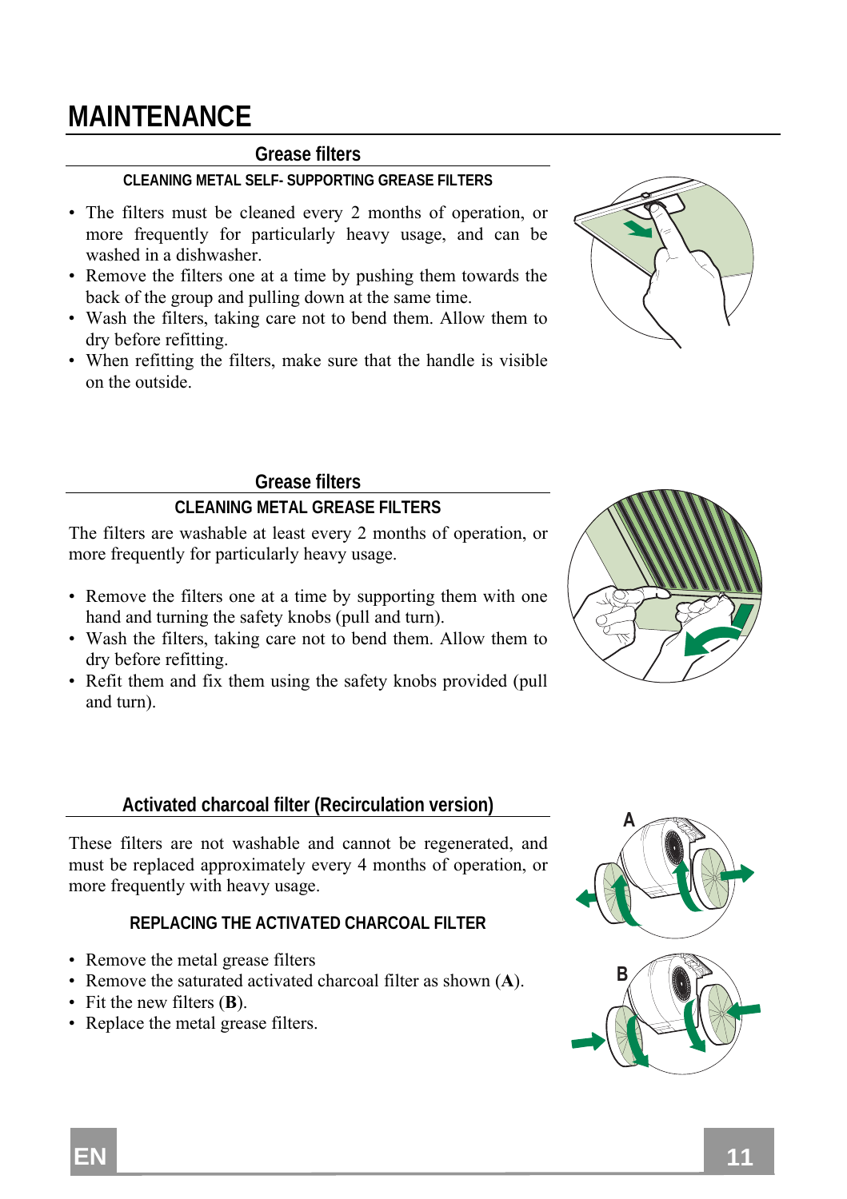# MAINTENANCE

## Grease filters

### CLEANING METAL SELF- SUPPORTING GREASE FILTERS

- The filters must be cleaned every 2 months of operation, or more frequently for particularly heavy usage, and can be washed in a dishwasher.
- Remove the filters one at a time by pushing them towards the back of the group and pulling down at the same time.
- Wash the filters, taking care not to bend them. Allow them to dry before refitting.
- When refitting the filters, make sure that the handle is visible on the outside.

## Grease filters

### CLEANING METAL GREASE FILTERS

The filters are washable at least every 2 months of operation, or more frequently for particularly heavy usage.

- Remove the filters one at a time by supporting them with one hand and turning the safety knobs (pull and turn).
- Wash the filters, taking care not to bend them. Allow them to dry before refitting.
- Refit them and fix them using the safety knobs provided (pull and turn).

## Activated charcoal filter (Recirculation version)

These filters are not washable and cannot be regenerated, and must be replaced approximately every 4 months of operation, or more frequently with heavy usage.

### REPLACING THE ACTIVATED CHARCOAL FILTER

- Remove the metal grease filters
- Remove the saturated activated charcoal filter as shown (**A**).
- Fit the new filters (**B**).
- Replace the metal grease filters.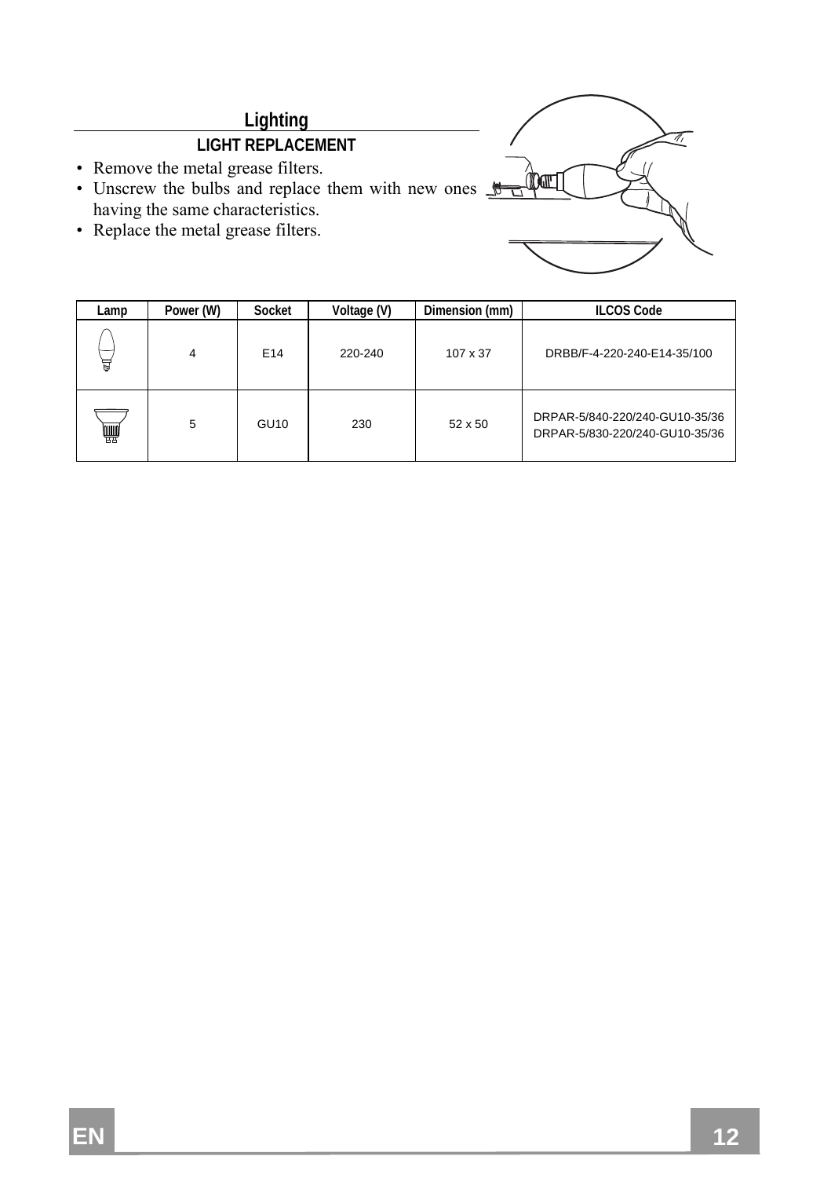## Lighting

### LIGHT REPLACEMENT

- Remove the metal grease filters.
- Unscrew the bulbs and replace them with new ones having the same characteristics.
- Replace the metal grease filters.

| Lamp | Power (W) | Socket | Voltage (V) | Dimension (mm) | ILCOS Code |
|---|---|---|---|---|---|
| | 4 | E14 | 220-240 | 107 x 37 | DRBB/F-4-220-240-E14-35/100 |
| | 5 | GU10 | 230 | 52 x 50 | DRPAR-5/840-220/240-GU10-35/36<br>DRPAR-5/830-220/240-GU10-35/36 |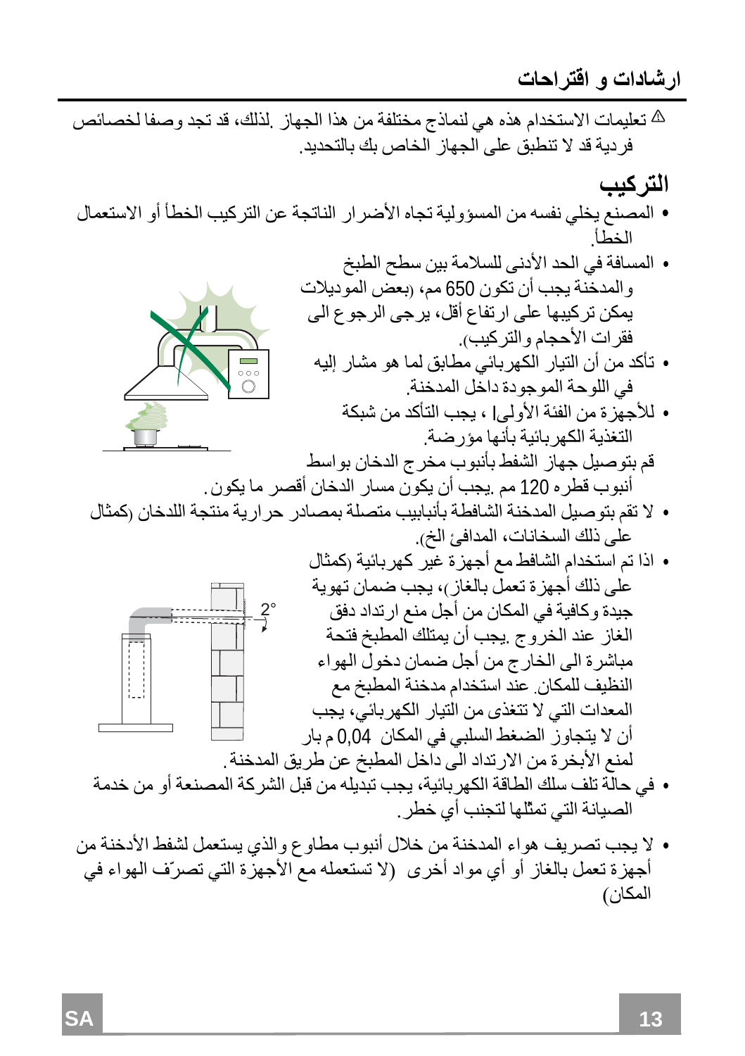# ارشادات و اقتراحات

⚠ تعليمات الاستخدام هذه هي لنماذج مختلفة من هذا الجهاز .لذلك، قد تجد وصفا لخصائص فردية قد لا تنطبق على الجهاز الخاص بك بالتحديد.

## التركيب

- المصنع يخلي نفسه من المسؤولية تجاه الأضرار الناتجة عن التركيب الخطأ أو الاستعمال الخطأ.
- المسافة في الحد الأدنى للسلامة بين سطح الطبخ والمدخنة يجب أن تكون 650 مم، (بعض الموديلات يمكن تركيبها على ارتفاع أقل، يرجى الرجوع الى فقرات الأحجام والتركيب).
- تأكد من أن التيار الكهربائي مطابق لما هو مشار إليه في اللوحة الموجودة داخل المدخنة.
- للأجهزة من الفئة الأولىI ، يجب التأكد من شبكة التغذية الكهربائية بأنها مؤرضة.

قم بتوصيل جهاز الشفط بأنبوب مخرج الدخان بواسط أنبوب قطره 120 مم .يجب أن يكون مسار الدخان أقصر ما يكون.

- لا تقم بتوصيل المدخنة الشافطة بأنابيب متصلة بمصادر حرارية منتجة اللدخان (كمثال على ذلك السخانات، المدافئ الخ).
- اذا تم استخدام الشافط مع أجهزة غير كهربائية (كمثال على ذلك أجهزة تعمل بالغاز)، يجب ضمان تهوية جيدة وكافية في المكان من أجل منع ارتداد دفق الغاز عند الخروج .يجب أن يمتلك المطبخ فتحة مباشرة الى الخارج من أجل ضمان دخول الهواء النظيف للمكان. عند استخدام مدخنة المطبخ مع المعدات التي لا تتغذى من التيار الكهربائي، يجب أن لا يتجاوز الضغط السلبي في المكان 0,04 م بار لمنع الأبخرة من الارتداد الى داخل المطبخ عن طريق المدخنة.
- في حالة تلف سلك الطاقة الكهربائية، يجب تبديله من قبل الشركة المصنعة أو من خدمة الصيانة التي تمثلها لتجنب أي خطر.
- لا يجب تصريف هواء المدخنة من خلال أنبوب مطاوع والذي يستعمل لشفط الأدخنة من أجهزة تعمل بالغاز أو أي مواد أخرى (لا تستعمله مع الأجهزة التي تصرّف الهواء في المكان)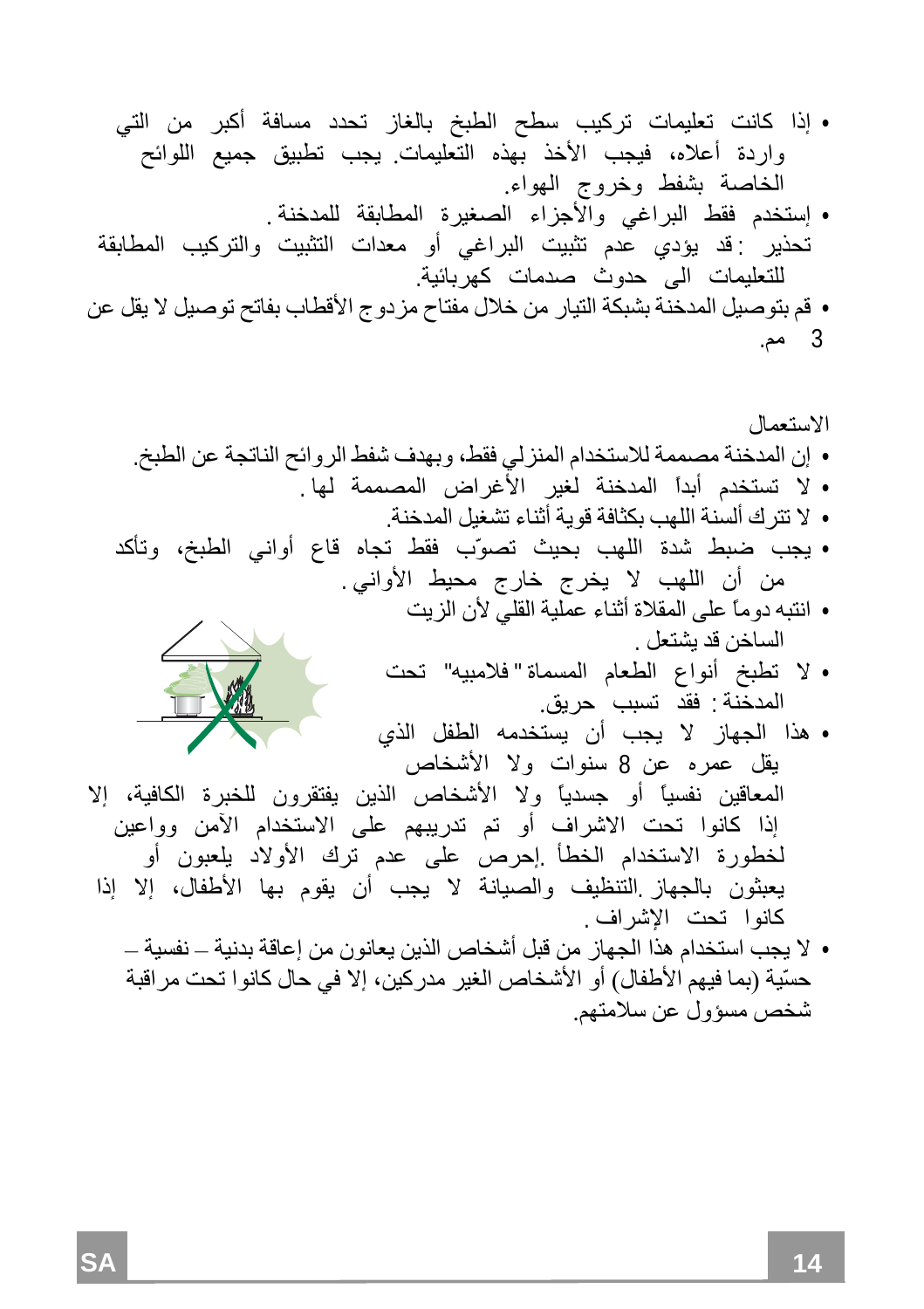- إذا كانت تعليمات تركيب سطح الطبخ بالغاز تحدد مسافة أكبر من التي واردة أعلاه، فيجب الأخذ بهذه التعليمات. يجب تطبيق جميع اللوائح الخاصة بشفط وخروج الهواء.
- إستخدم فقط البراغي والأجزاء الصغيرة المطابقة للمدخنة.

تحذير : قد يؤدي عدم تثبيت البراغي أو معدات التثبيت والتركيب المطابقة للتعليمات الى حدوث صدمات كهربائية.

- قم بتوصيل المدخنة بشبكة التيار من خلال مفتاح مزدوج الأقطاب بفاتح توصيل لا يقل عن 3 مم.

الاستعمال

- إن المدخنة مصممة للاستخدام المنزلي فقط، وبهدف شفط الروائح الناتجة عن الطبخ.
- لا تستخدم أبداً المدخنة لغير الأغراض المصممة لها .
- لا تترك ألسنة اللهب بكثافة قوية أثناء تشغيل المدخنة.
- يجب ضبط شدة اللهب بحيث تصوّب فقط تجاه قاع أواني الطبخ، وتأكد من أن اللهب لا يخرج خارج محيط الأواني .
- انتبه دوماً على المقلاة أثناء عملية القلي لأن الزيت الساخن قد يشتعل .
- لا تطبخ أنواع الطعام المسماة " فلامبيه" تحت المدخنة : فقد تسبب حريق.
- هذا الجهاز لا يجب أن يستخدمه الطفل الذي يقل عمره عن 8 سنوات ولا الأشخاص المعاقين نفسياً أو جسدياً ولا الأشخاص الذين يفتقرون للخبرة الكافية، إلا إذا كانوا تحت الاشراف أو تم تدريبهم على الاستخدام الآمن وواعين لخطورة الاستخدام الخطأ .إحرص على عدم ترك الأولاد يلعبون أو يعبثون بالجهاز .التنظيف والصيانة لا يجب أن يقوم بها الأطفال، إلا إذا كانوا تحت الإشراف .
- لا يجب استخدام هذا الجهاز من قبل أشخاص الذين يعانون من إعاقة بدنية – نفسية – حسّية (بما فيهم الأطفال) أو الأشخاص الغير مدركين، إلا في حال كانوا تحت مراقبة شخص مسؤول عن سلامتهم.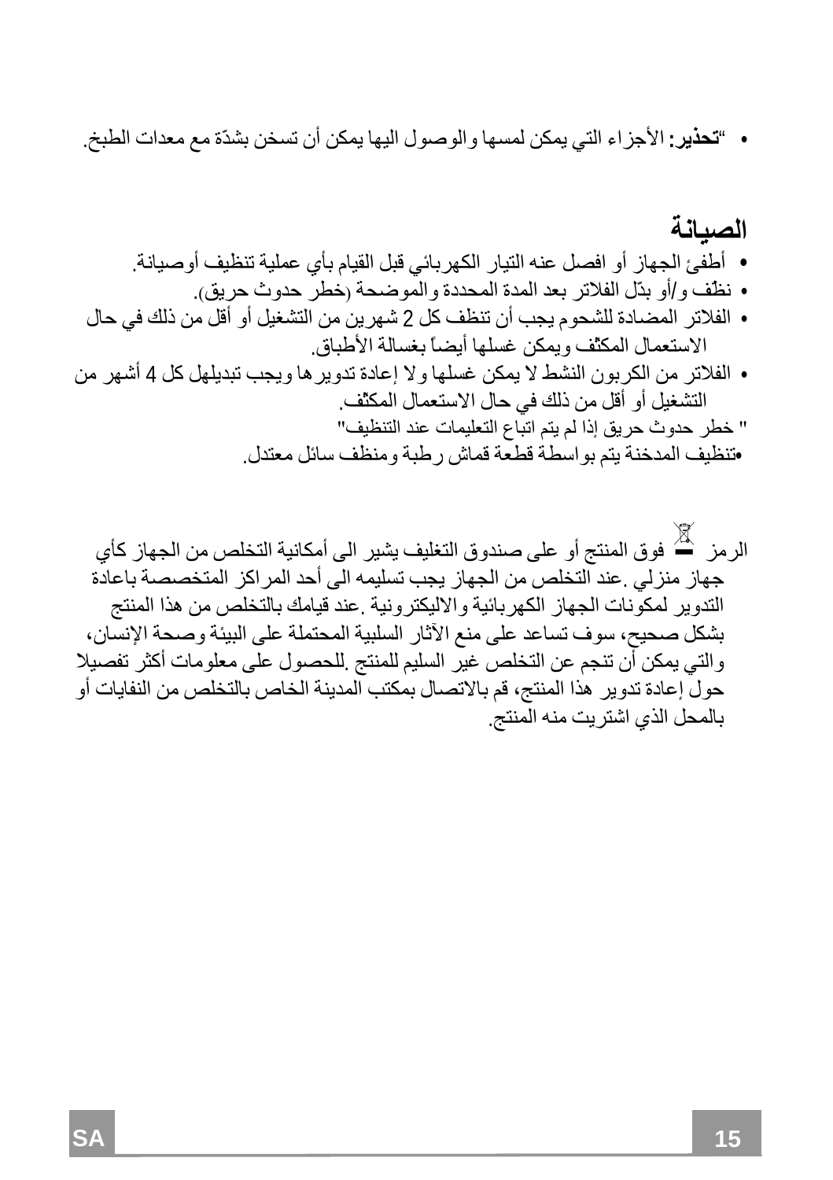- "**تحذير:** الأجزاء التي يمكن لمسها والوصول اليها يمكن أن تسخن بشدّة مع معدات الطبخ.

## الصيانة

- أطفئ الجهاز أو افصل عنه التيار الكهربائي قبل القيام بأي عملية تنظيف أوصيانة.
- نظّف و/أو بدّل الفلاتر بعد المدة المحددة والموضحة (خطر حدوث حريق).
- الفلاتر المضادة للشحوم يجب أن تنظف كل 2 شهرين من التشغيل أو أقل من ذلك في حال الاستعمال المكثف ويمكن غسلها أيضاً بغسالة الأطباق.
- الفلاتر من الكربون النشط لا يمكن غسلها ولا إعادة تدويرها ويجب تبديلهل كل 4 أشهر من التشغيل أو أقل من ذلك في حال الاستعمال المكثف.

" خطر حدوث حريق إذا لم يتم اتباع التعليمات عند التنظيف"

•تنظيف المدخنة يتم بواسطة قطعة قماش رطبة ومنظف سائل معتدل.

الرمز فوق المنتج أو على صندوق التغليف يشير الى أمكانية التخلص من الجهاز كأي جهاز منزلي .عند التخلص من الجهاز يجب تسليمه الى أحد المراكز المتخصصة باعادة التدوير لمكونات الجهاز الكهربائية والاليكترونية .عند قيامك بالتخلص من هذا المنتج بشكل صحيح، سوف تساعد على منع الآثار السلبية المحتملة على البيئة وصحة الإنسان، والتي يمكن أن تنجم عن التخلص غير السليم للمنتج .للحصول على معلومات أكثر تفصيلا حول إعادة تدوير هذا المنتج، قم بالاتصال بمكتب المدينة الخاص بالتخلص من النفايات أو بالمحل الذي اشتريت منه المنتج.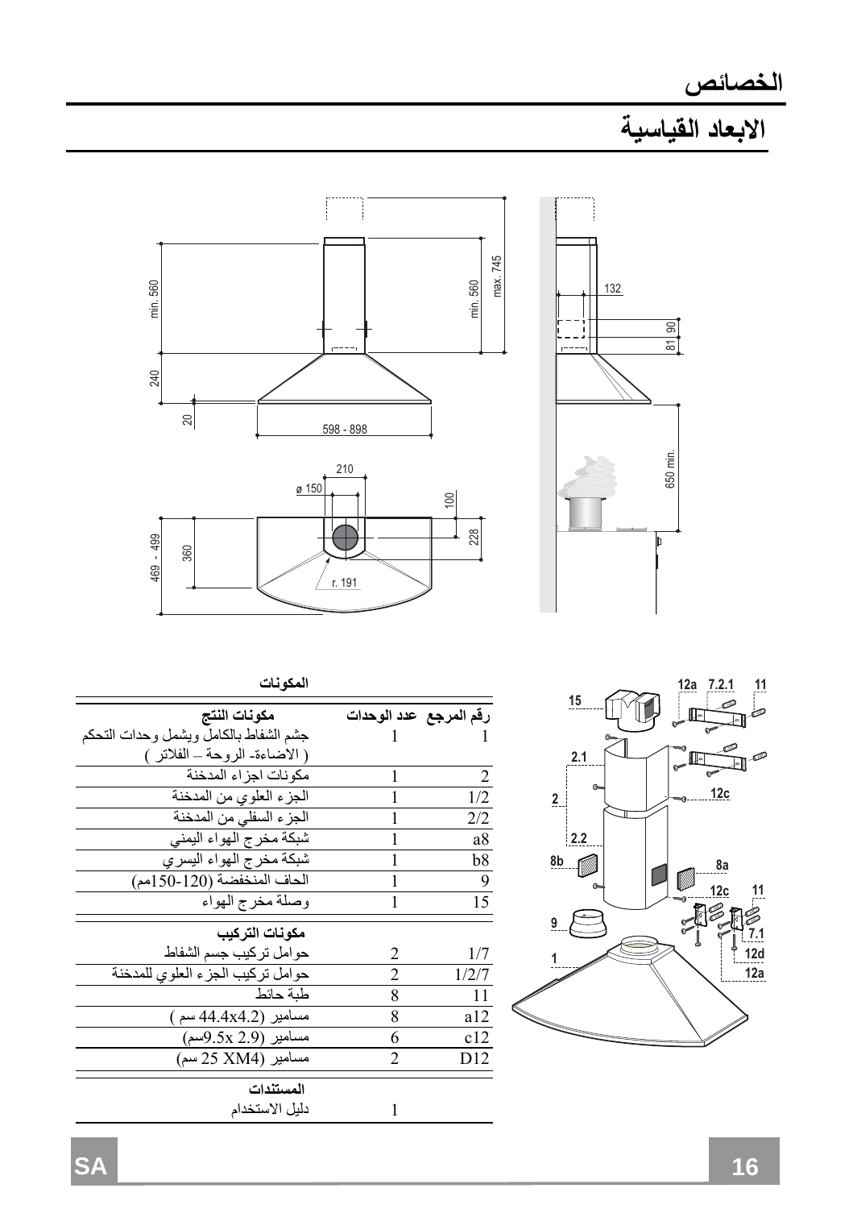# الخصائص

## الابعاد القياسية

### المكونات

| رقم المرجع | عدد الوحدات | مكونات النتج |
|---|---|---|
| 1 | 1 | جشم الشفاط بالكامل ويشمل وحدات التحكم ( الاضاءة- الروحة – الفلاتر ) |
| 2 | 1 | مكونات اجزاء المدخنة |
| 1/2 | 1 | الجزء العلوي من المدخنة |
| 2/2 | 1 | الجزء السفلي من المدخنة |
| a8 | 1 | شبكة مخرج الهواء اليمني |
| b8 | 1 | شبكة مخرج الهواء اليسري |
| 9 | 1 | الحاف المنخفضة (120-150مم) |
| 15 | 1 | وصلة مخرج الهواء |
| | | **مكونات التركيب** |
| 1/7 | 2 | حوامل تركيب جسم الشفاط |
| 1/2/7 | 2 | حوامل تركيب الجزء العلوي للمدخنة |
| 11 | 8 | طبة حائط |
| a12 | 8 | مسامير (44.4x4.2 سم ) |
| c12 | 6 | مسامير (9.5x 2.9سم) |
| D12 | 2 | مسامير (25 XM4 سم) |
| | | **المستندات** |
| | 1 | دليل الاستخدام |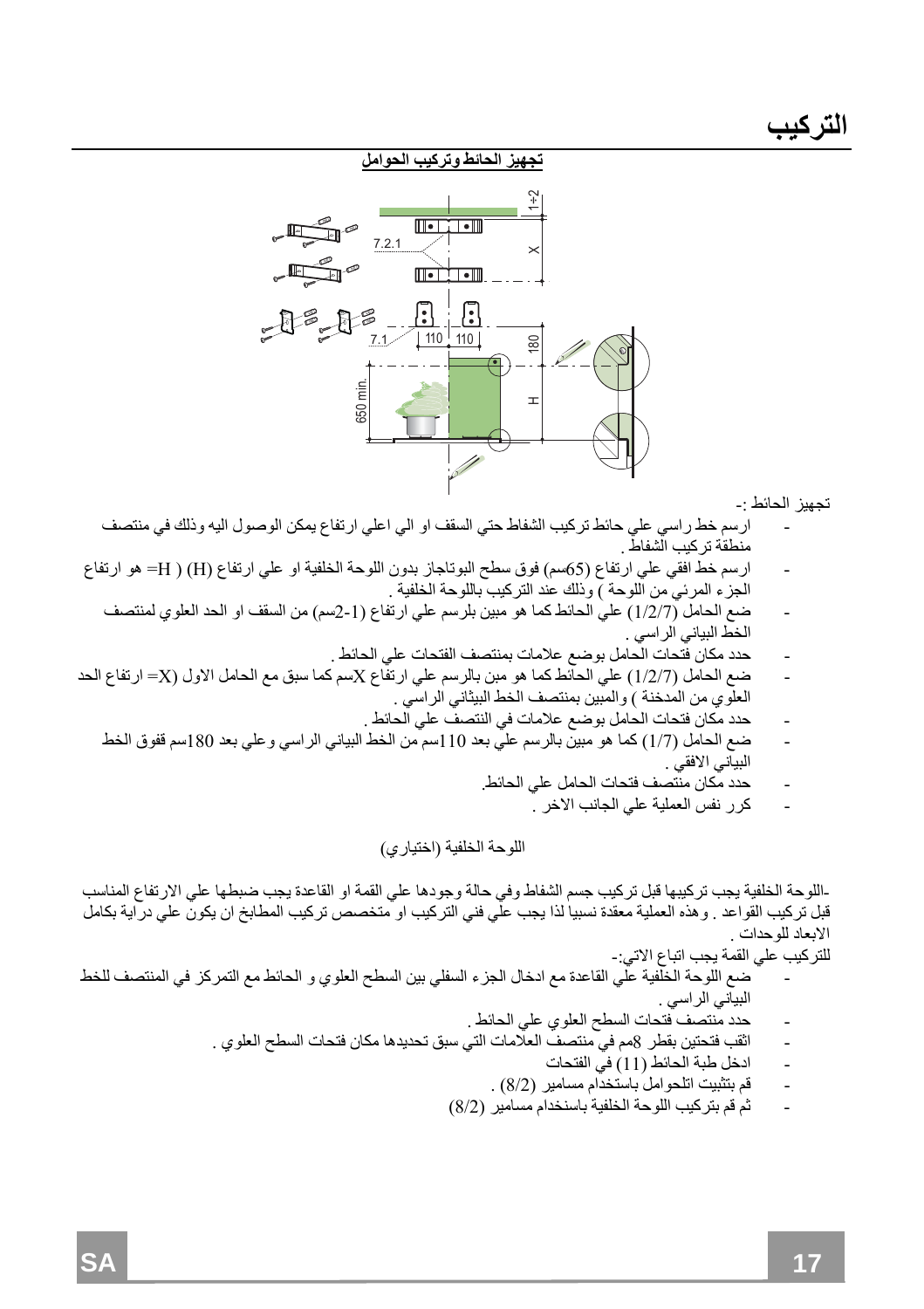# التركيب

**تجهيز الحائط وتركيب الحوامل**

تجهيز الحائط :-

- ارسم خط راسي علي حائط تركيب الشفاط حتي السقف او الي اعلي ارتفاع يمكن الوصول اليه وذلك في منتصف منطقة تركيب الشفاط .
- ارسم خط افقي علي ارتفاع (65سم) فوق سطح البوتاجاز بدون اللوحة الخلفية او علي ارتفاع (H) ( H= هو ارتفاع الجزء المرئي من اللوحة ) وذلك عند التركيب باللوحة الخلفية .
- ضع الحامل (1/2/7) علي الحائط كما هو مبين بلرسم علي ارتفاع (1-2سم) من السقف او الحد العلوي لمنتصف الخط البياني الراسي .
- حدد مكان فتحات الحامل بوضع علامات بمنتصف الفتحات علي الحائط .
- ضع الحامل (1/2/7) علي الحائط كما هو مبن بالرسم علي ارتفاع Xسم كما سبق مع الحامل الاول (X= ارتفاع الحد العلوي من المدخنة ) والمبين بمنتصف الخط البيثاني الراسي .
- حدد مكان فتحات الحامل بوضع علامات في النتصف علي الحائط .
- ضع الحامل (1/7) كما هو مبين بالرسم علي بعد 110سم من الخط البياني الراسي وعلي بعد 180سم ففوق الخط البياني الافقي .
- حدد مكان منتصف فتحات الحامل علي الحائط.
- كرر نفس العملية علي الجانب الاخر .

اللوحة الخلفية (اختياري)

-اللوحة الخلفية يجب تركيبها قبل تركيب جسم الشفاط وفي حالة وجودها علي القمة او القاعدة يجب ضبطها علي الارتفاع المناسب قبل تركيب القواعد . وهذه العملية معقدة نسبيا لذا يجب علي فني التركيب او متخصص تركيب المطابخ ان يكون علي دراية بكامل الابعاد للوحدات .

للتركيب علي القمة يجب اتباع الاتي:-

- ضع اللوحة الخلفية علي القاعدة مع ادخال الجزء السفلي بين السطح العلوي و الحائط مع التمركز في المنتصف للخط البياني الراسي .
- حدد منتصف فتحات السطح العلوي علي الحائط .
- اثقب فتحتين بقطر 8مم في منتصف العلامات التي سبق تحديدها مكان فتحات السطح العلوي .
- ادخل طبة الحائط (11) في الفتحات
- قم بتثبيت اتلحوامل باستخدام مسامير (8/2) .
- ثم قم بتركيب اللوحة الخلفية باسنخدام مسامير (8/2)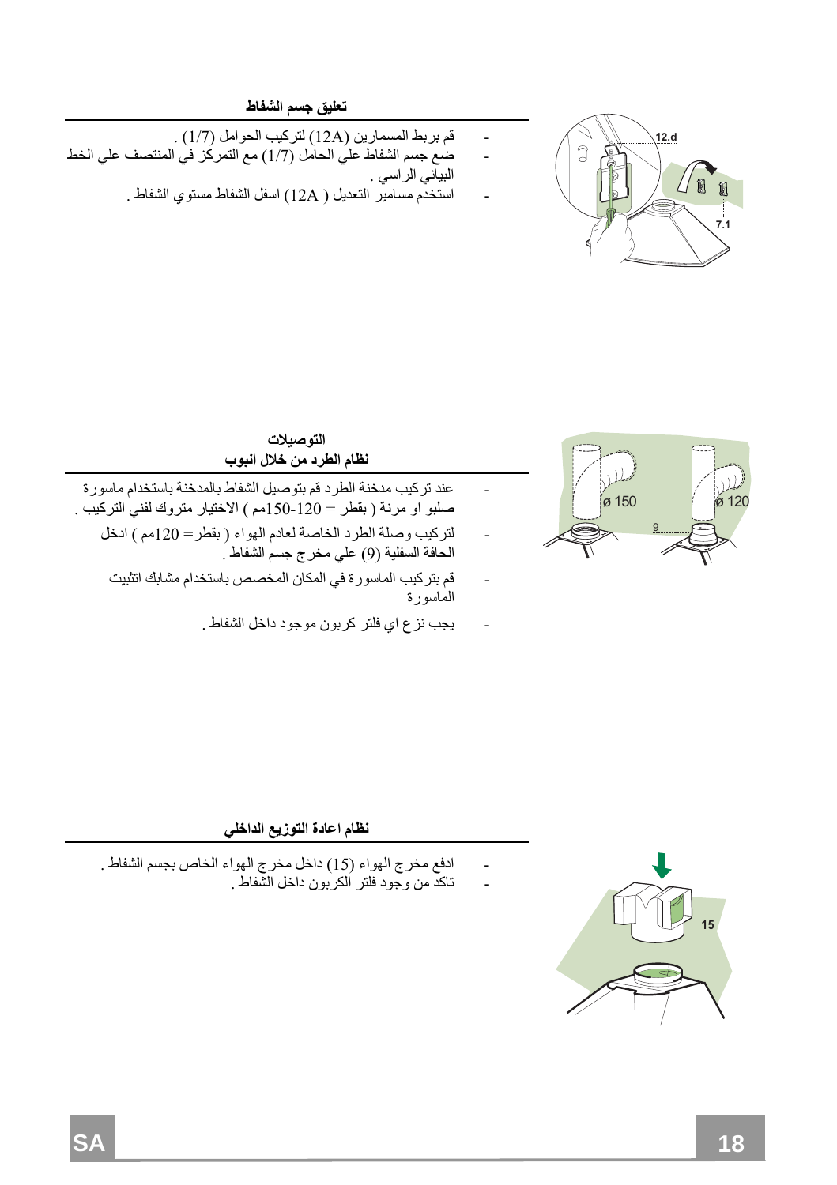## تعليق جسم الشفاط

- قم بربط المسمارين (12A) لتركيب الحوامل (1/7) .
- ضع جسم الشفاط علي الحامل (1/7) مع التمركز في المنتصف علي الخط البياني الراسي .
- استخدم مسامير التعديل ( 12A) اسفل الشفاط مستوي الشفاط .

## التوصيلات
### نظام الطرد من خلال انبوب

- عند تركيب مدخنة الطرد قم بتوصيل الشفاط بالمدخنة باستخدام ماسورة صلبو او مرنة ( بقطر = 120-150مم ) الاختيار متروك لفني التركيب .
- لتركيب وصلة الطرد الخاصة لعادم الهواء ( بقطر= 120مم ) ادخل الحافة السفلية (9) علي مخرج جسم الشفاط .
- قم بتركيب الماسورة في المكان المخصص باستخدام مشابك اتثبيت الماسورة
- يجب نزع اي فلتر كربون موجود داخل الشفاط .

## نظام اعادة التوزيع الداخلي

- ادفع مخرج الهواء (15) داخل مخرج الهواء الخاص بجسم الشفاط .
- تاكد من وجود فلتر الكربون داخل الشفاط .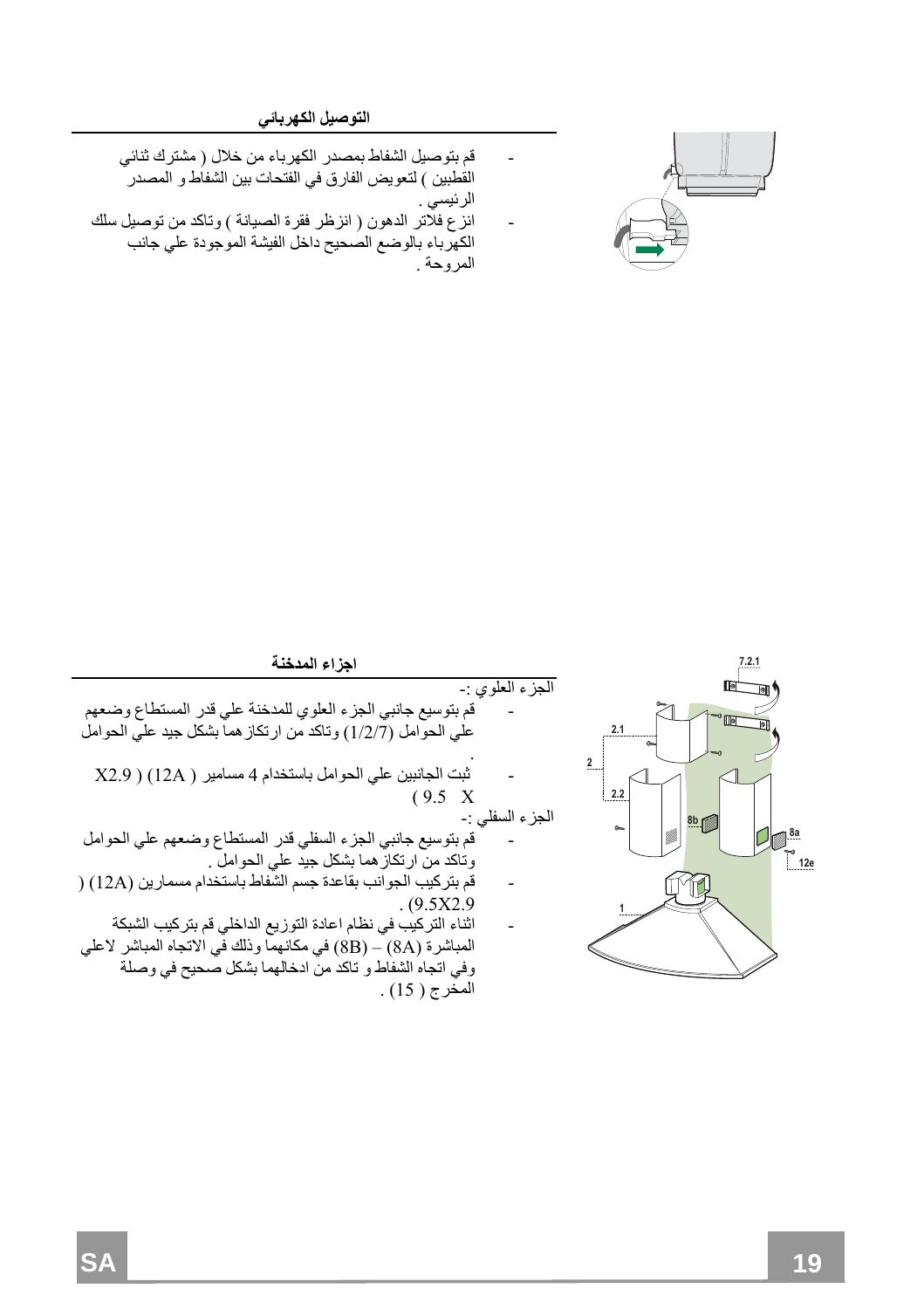## التوصيل الكهربائي

- قم بتوصيل الشفاط بمصدر الكهرباء من خلال ( مشترك ثنائي القطبين ) لتعويض الفارق في الفتحات بين الشفاط و المصدر الرئيسي .
- انزع فلاتر الدهون ( انزظر فقرة الصيانة ) وتاكد من توصيل سلك الكهرباء بالوضع الصحيح داخل الفيشة الموجودة علي جانب المروحة .

## اجزاء المدخنة

الجزء العلوي :-

- قم بتوسيع جانبي الجزء العلوي للمدخنة علي قدر المستطاع وضعهم علي الحوامل (1/2/7) وتاكد من ارتكاز هما بشكل جيد علي الحوامل .
- ثبت الجانبين علي الحوامل باستخدام 4 مسامير ( 12A ) ( X2.9 9.5 X )

الجزء السفلي :-

- قم بتوسيع جانبي الجزء السفلي قدر المستطاع وضعهم علي الحوامل وتاكد من ارتكاز هما بشكل جيد علي الحوامل .
- قم بتركيب الجوانب بقاعدة جسم الشفاط باستخدام مسمارين (12A) ( 9.5X2.9) .
- اثناء التركيب في نظام اعادة التوزيع الداخلي قم بتركيب الشبكة المباشرة (8A) – (8B) في مكانهما وذلك في الاتجاه المباشر لاعلي وفي اتجاه الشفاط و تاكد من ادخالهما بشكل صحيح في وصلة المخرج ( 15 ) .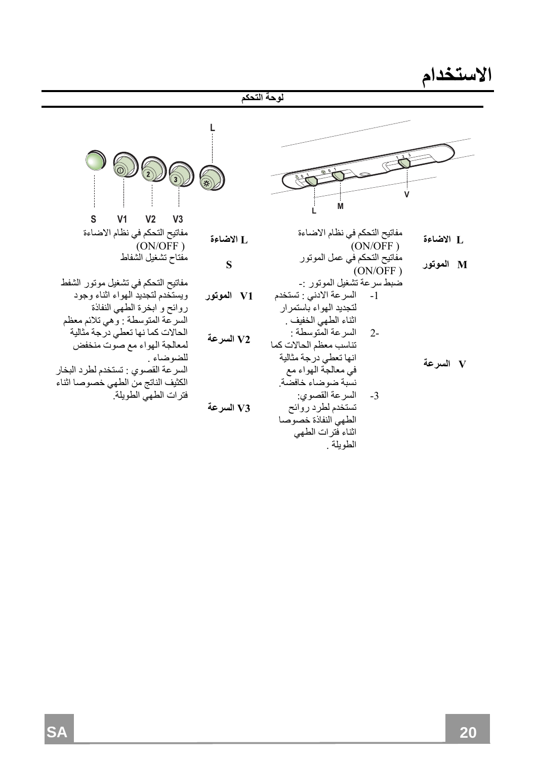# الاستخدام

## لوحة التحكم

S V1 V2 V3 L

L M V

| | |
|---|---|
| **L الاضاءة** | مفاتيح التحكم في نظام الاضاءة (ON/OFF ) |
| **M الموتور** | مفاتيح التحكم في عمل الموتور (ON/OFF ) |
| **V السرعة** | ضبط سرعة تشغيل الموتور :-<br>1- السرعة الادني : تستخدم لتجديد الهواء باستمرار اثناء الطهي الخفيف .<br>2- السرعة المتوسطة : تناسب معظم الحالات كما انها تعطي درجة مثالية في معالجة الهواء مع نسبة ضوضاء خافضة.<br>3- السرعة القصوي: تستخدم لطرد روائح الطهي النفاذة خصوصا اثناء فترات الطهي الطويلة . |

| | |
|---|---|
| **L الاضاءة** | مفاتيح التحكم في نظام الاضاءة (ON/OFF ) |
| **S** | مفتاح تشغيل الشفاط |
| **V1 الموتور** | مفاتيح التحكم في تشغيل موتور الشفط ويستخدم لتجديد الهواء اثناء وجود روائح و ابخرة الطهي النفاذة |
| **V2 السرعة** | السرعة المتوسطة : وهي تلائم معظم الحالات كما نها تعطي درجة مثالية لمعالجة الهواء مع صوت منخفض للضوضاء . |
| **V3 السرعة** | السرعة القصوي : تستخدم لطرد البخار الكثيف الناتج من الطهي خصوصا اثناء فترات الطهي الطويلة. |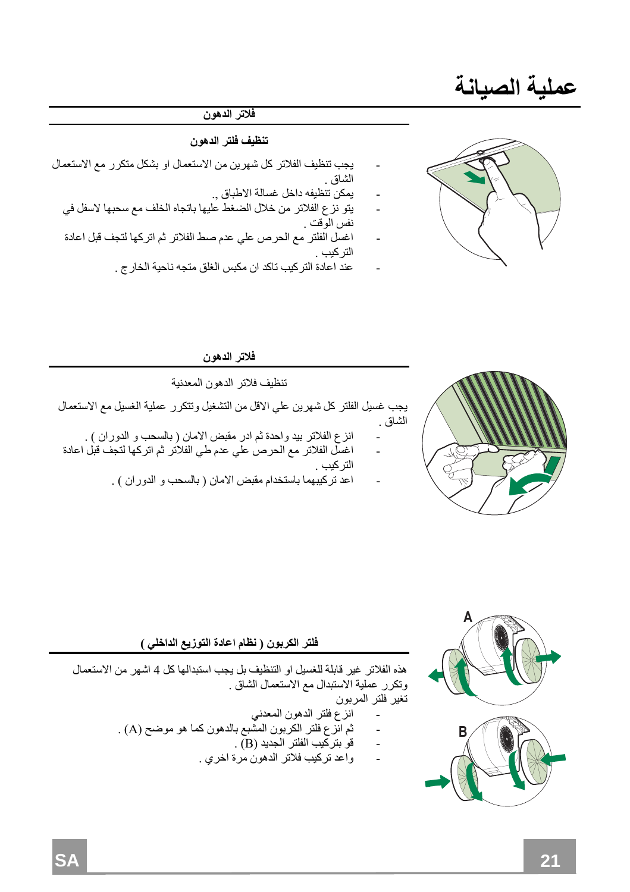# عملية الصيانة

## فلاتر الدهون

### تنظيف فلتر الدهون

- يجب تنظيف الفلاتر كل شهرين من الاستعمال او بشكل متكرر مع الاستعمال الشاق .
- يمكن تنظيفه داخل غسالة الاطباق .،
- يتو نزع الفلاتر من خلال الضغط عليها باتجاه الخلف مع سحبها لاسفل في نفس الوقت .
- اغسل الفلتر مع الحرص علي عدم صط الفلاتر ثم اتركها لتجف قبل اعادة التركيب .
- عند اعادة التركيب تاكد ان مكبس الغلق متجه ناحية الخارج .

## فلاتر الدهون

تنظيف فلاتر الدهون المعدنية

يجب غسيل الفلتر كل شهرين علي الاقل من التشغيل وتتكرر عملية الغسيل مع الاستعمال الشاق .

- انزع الفلاتر بيد واحدة ثم ادر مقبض الامان ( بالسحب و الدوران ) .
- اغسل الفلاتر مع الحرص علي عدم طي الفلاتر ثم اتركها لتجف قبل اعادة التركيب .
- اعد تركيبهما باستخدام مقبض الامان ( بالسحب و الدوران ) .

## فلتر الكربون ( نظام اعادة التوزيع الداخلي )

هذه الفلاتر غير قابلة للغسيل او التنظيف بل يجب استبدالها كل 4 اشهر من الاستعمال وتكرر عملية الاستبدال مع الاستعمال الشاق .

تغير فلتر المربون

- انزع فلتر الدهون المعدني
- ثم انزع فلتر الكربون المشبع بالدهون كما هو موضح (A) .
- قو بتركيب الفلتر الجديد (B) .
- واعد تركيب فلاتر الدهون مرة اخري .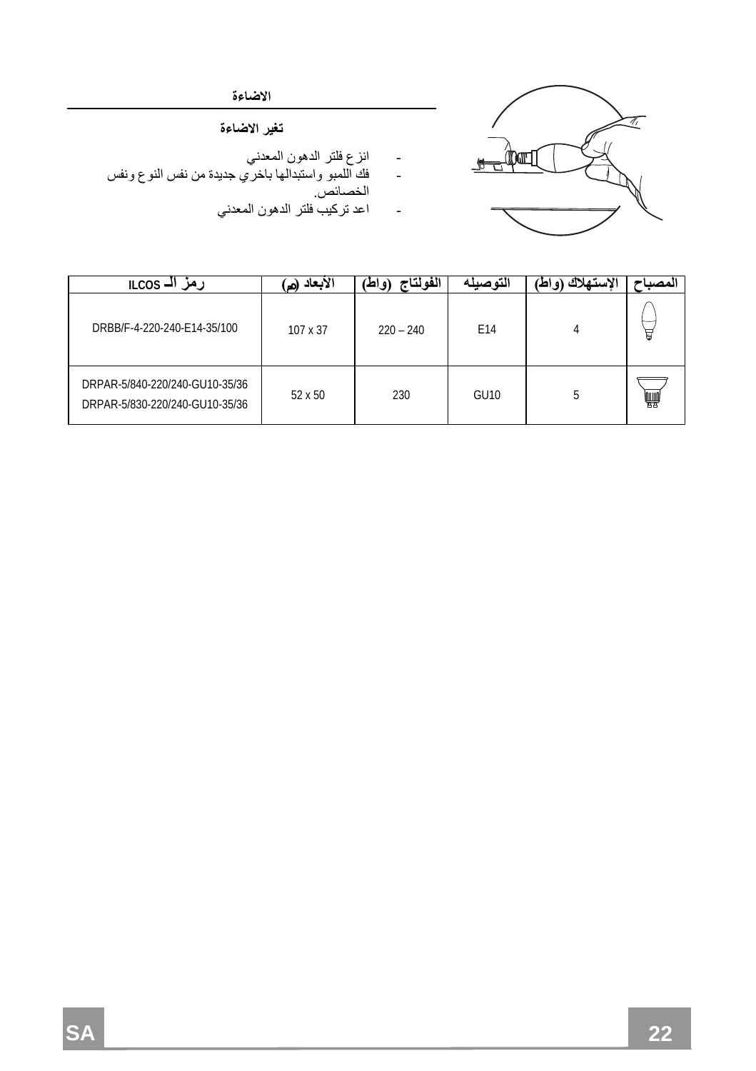## الاضاءة

### تغير الاضاءة

- انزع فلتر الدهون المعدني
- فك اللمبو واستبدالها باخري جديدة من نفس النوع ونفس الخصائص.
- اعد تركيب فلتر الدهون المعدني

| المصباح | الإستهلاك (واط) | التوصيله | الفولتاج (واط) | الأبعاد (مم) | رمز الــ ILCOS |
|---|---|---|---|---|---|
| | 4 | E14 | 220 – 240 | 107 x 37 | DRBB/F-4-220-240-E14-35/100 |
| | 5 | GU10 | 230 | 52 x 50 | DRPAR-5/840-220/240-GU10-35/36<br>DRPAR-5/830-220/240-GU10-35/36 |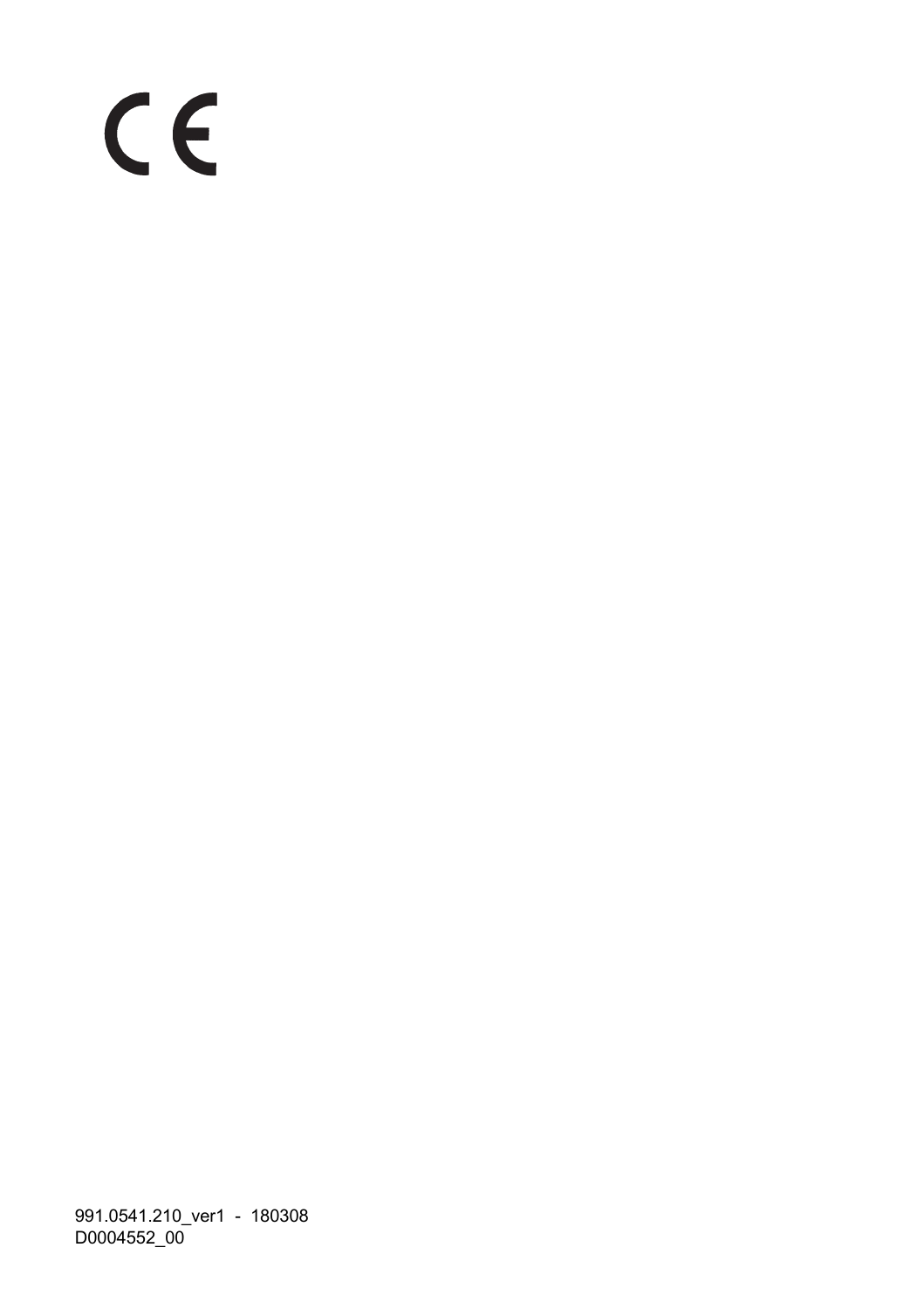CE

991.0541.210_ver1 - 180308
D0004552_00